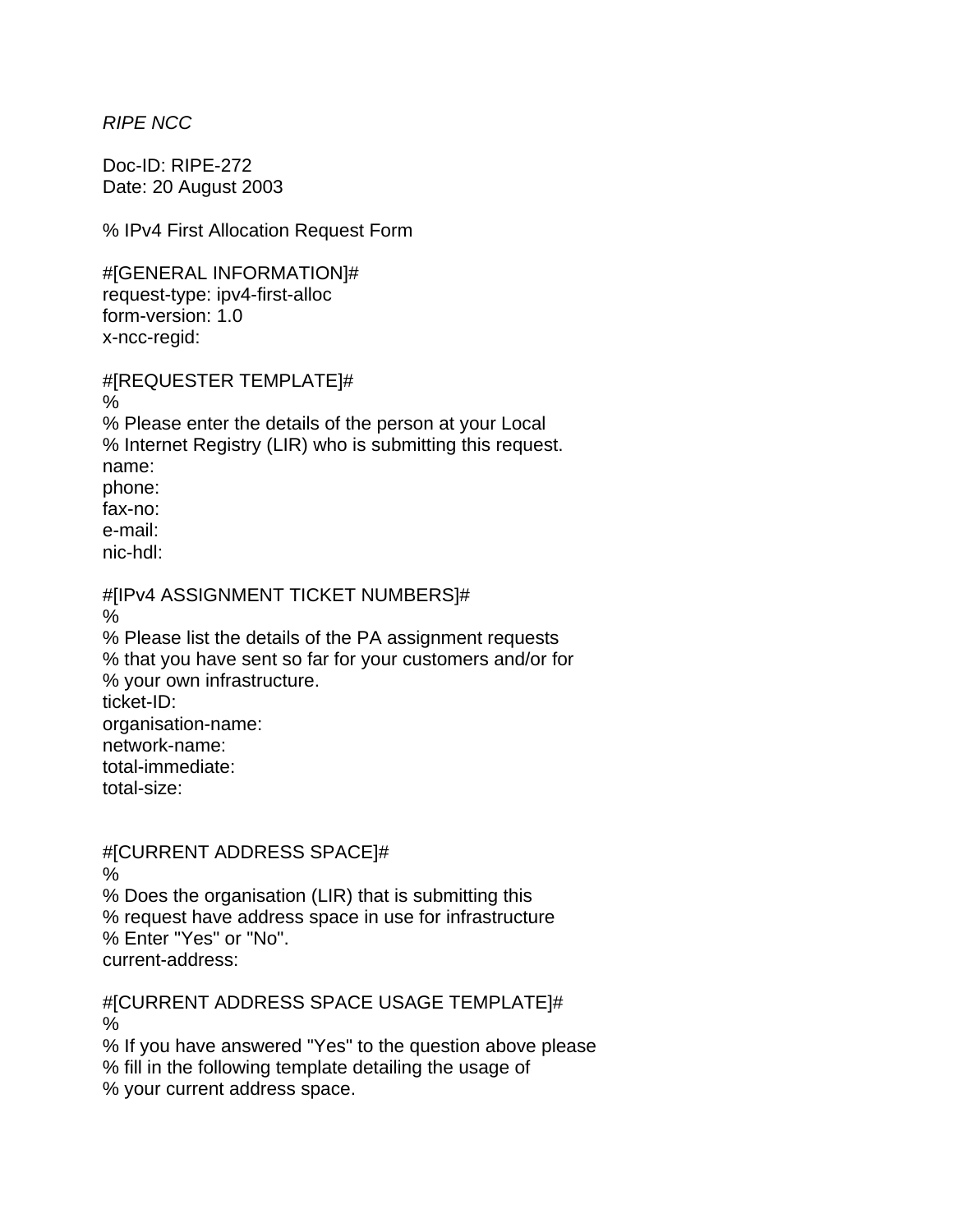*RIPE NCC*

Doc-ID: RIPE-272
Date: 20 August 2003

```
% IPv4 First Allocation Request Form

#[GENERAL INFORMATION]#
request-type: ipv4-first-alloc
form-version: 1.0
x-ncc-regid:

#[REQUESTER TEMPLATE]#
%
% Please enter the details of the person at your Local
% Internet Registry (LIR) who is submitting this request.
name:
phone:
fax-no:
e-mail:
nic-hdl:

#[IPv4 ASSIGNMENT TICKET NUMBERS]#
%
% Please list the details of the PA assignment requests
% that you have sent so far for your customers and/or for
% your own infrastructure.
ticket-ID:
organisation-name:
network-name:
total-immediate:
total-size:


#[CURRENT ADDRESS SPACE]#
%
% Does the organisation (LIR) that is submitting this
% request have address space in use for infrastructure
% Enter "Yes" or "No".
current-address:

#[CURRENT ADDRESS SPACE USAGE TEMPLATE]#
%
% If you have answered "Yes" to the question above please
% fill in the following template detailing the usage of
% your current address space.
```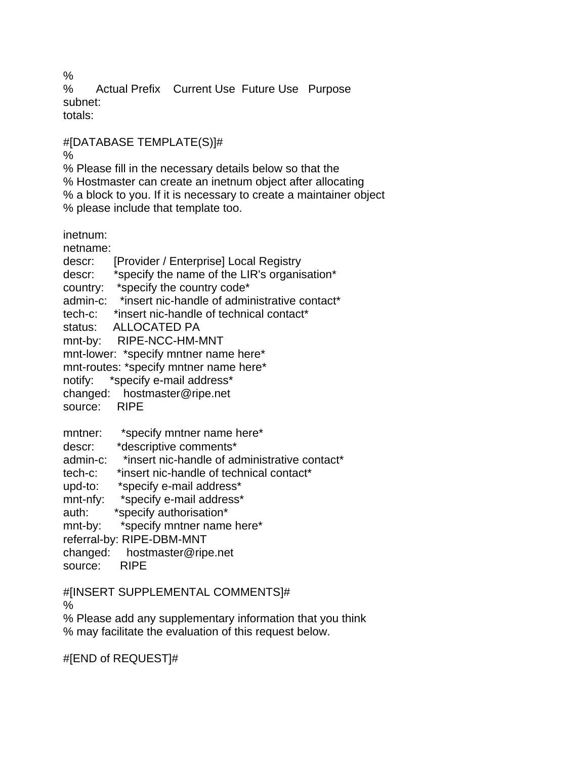```
%
%      Actual Prefix    Current Use  Future Use   Purpose
subnet:
totals:

#[DATABASE TEMPLATE(S)]#
%
% Please fill in the necessary details below so that the
% Hostmaster can create an inetnum object after allocating
% a block to you. If it is necessary to create a maintainer object
% please include that template too.

inetnum:
netname:
descr:      [Provider / Enterprise] Local Registry
descr:      *specify the name of the LIR's organisation*
country:    *specify the country code*
admin-c:    *insert nic-handle of administrative contact*
tech-c:     *insert nic-handle of technical contact*
status:     ALLOCATED PA
mnt-by:     RIPE-NCC-HM-MNT
mnt-lower:  *specify mntner name here*
mnt-routes: *specify mntner name here*
notify:     *specify e-mail address*
changed:    hostmaster@ripe.net
source:     RIPE

mntner:      *specify mntner name here*
descr:       *descriptive comments*
admin-c:     *insert nic-handle of administrative contact*
tech-c:      *insert nic-handle of technical contact*
upd-to:      *specify e-mail address*
mnt-nfy:     *specify e-mail address*
auth:        *specify authorisation*
mnt-by:      *specify mntner name here*
referral-by: RIPE-DBM-MNT
changed:     hostmaster@ripe.net
source:      RIPE

#[INSERT SUPPLEMENTAL COMMENTS]#
%
% Please add any supplementary information that you think
% may facilitate the evaluation of this request below.

#[END of REQUEST]#
```